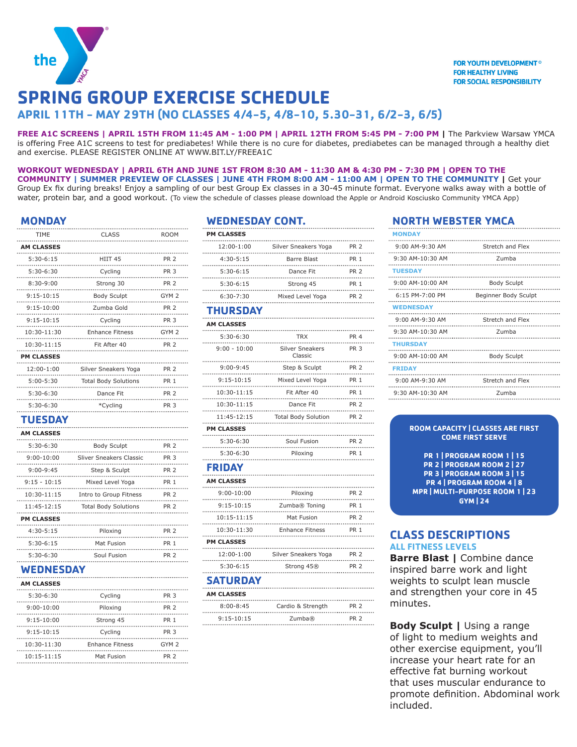the YMCA

FOR YOUTH DEVELOPMENT®
FOR HEALTHY LIVING
FOR SOCIAL RESPONSIBILITY

# SPRING GROUP EXERCISE SCHEDULE

## APRIL 11TH – MAY 29TH (NO CLASSES 4/4-5, 4/8-10, 5.30-31, 6/2-3, 6/5)

**FREE A1C SCREENS | APRIL 15TH FROM 11:45 AM - 1:00 PM | APRIL 12TH FROM 5:45 PM - 7:00 PM |** The Parkview Warsaw YMCA is offering Free A1C screens to test for prediabetes! While there is no cure for diabetes, prediabetes can be managed through a healthy diet and exercise. PLEASE REGISTER ONLINE AT WWW.BIT.LY/FREEA1C

**WORKOUT WEDNESDAY | APRIL 6TH AND JUNE 1ST FROM 8:30 AM - 11:30 AM & 4:30 PM - 7:30 PM | OPEN TO THE COMMUNITY | SUMMER PREVIEW OF CLASSES | JUNE 4TH FROM 8:00 AM - 11:00 AM | OPEN TO THE COMMUNITY |** Get your Group Ex fix during breaks! Enjoy a sampling of our best Group Ex classes in a 30-45 minute format. Everyone walks away with a bottle of water, protein bar, and a good workout. (To view the schedule of classes please download the Apple or Android Kosciusko Community YMCA App)

## MONDAY

| TIME | CLASS | ROOM |
|---|---|---|
| **AM CLASSES** | | |
| 5:30-6:15 | HIIT 45 | PR 2 |
| 5:30-6:30 | Cycling | PR 3 |
| 8:30-9:00 | Strong 30 | PR 2 |
| 9:15-10:15 | Body Sculpt | GYM 2 |
| 9:15-10:00 | Zumba Gold | PR 2 |
| 9:15-10:15 | Cycling | PR 3 |
| 10:30-11:30 | Enhance Fitness | GYM 2 |
| 10:30-11:15 | Fit After 40 | PR 2 |
| **PM CLASSES** | | |
| 12:00-1:00 | Silver Sneakers Yoga | PR 2 |
| 5:00-5:30 | Total Body Solutions | PR 1 |
| 5:30-6:30 | Dance Fit | PR 2 |
| 5:30-6:30 | *Cycling | PR 3 |

## TUESDAY

| TIME | CLASS | ROOM |
|---|---|---|
| **AM CLASSES** | | |
| 5:30-6:30 | Body Sculpt | PR 2 |
| 9:00-10:00 | Sliver Sneakers Classic | PR 3 |
| 9:00-9:45 | Step & Sculpt | PR 2 |
| 9:15 - 10:15 | Mixed Level Yoga | PR 1 |
| 10:30-11:15 | Intro to Group Fitness | PR 2 |
| 11:45-12:15 | Total Body Solutions | PR 2 |
| **PM CLASSES** | | |
| 4:30-5:15 | Piloxing | PR 2 |
| 5:30-6:15 | Mat Fusion | PR 1 |
| 5:30-6:30 | Soul Fusion | PR 2 |

## WEDNESDAY

| TIME | CLASS | ROOM |
|---|---|---|
| **AM CLASSES** | | |
| 5:30-6:30 | Cycling | PR 3 |
| 9:00-10:00 | Piloxing | PR 2 |
| 9:15-10:00 | Strong 45 | PR 1 |
| 9:15-10:15 | Cycling | PR 3 |
| 10:30-11:30 | Enhance Fitness | GYM 2 |
| 10:15-11:15 | Mat Fusion | PR 2 |

## WEDNESDAY CONT.

| TIME | CLASS | ROOM |
|---|---|---|
| **PM CLASSES** | | |
| 12:00-1:00 | Silver Sneakers Yoga | PR 2 |
| 4:30-5:15 | Barre Blast | PR 1 |
| 5:30-6:15 | Dance Fit | PR 2 |
| 5:30-6:15 | Strong 45 | PR 1 |
| 6:30-7:30 | Mixed Level Yoga | PR 2 |

## THURSDAY

| TIME | CLASS | ROOM |
|---|---|---|
| **AM CLASSES** | | |
| 5:30-6:30 | TRX | PR 4 |
| 9:00 - 10:00 | Silver Sneakers Classic | PR 3 |
| 9:00-9:45 | Step & Sculpt | PR 2 |
| 9:15-10:15 | Mixed Level Yoga | PR 1 |
| 10:30-11:15 | Fit After 40 | PR 1 |
| 10:30-11:15 | Dance Fit | PR 2 |
| 11:45-12:15 | Total Body Solution | PR 2 |
| **PM CLASSES** | | |
| 5:30-6:30 | Soul Fusion | PR 2 |
| 5:30-6:30 | Piloxing | PR 1 |

## FRIDAY

| TIME | CLASS | ROOM |
|---|---|---|
| **AM CLASSES** | | |
| 9:00-10:00 | Piloxing | PR 2 |
| 9:15-10:15 | Zumba® Toning | PR 1 |
| 10:15-11:15 | Mat Fusion | PR 2 |
| 10:30-11:30 | Enhance Fitness | PR 1 |
| **PM CLASSES** | | |
| 12:00-1:00 | Silver Sneakers Yoga | PR 2 |
| 5:30-6:15 | Strong 45® | PR 2 |

## SATURDAY

| TIME | CLASS | ROOM |
|---|---|---|
| **AM CLASSES** | | |
| 8:00-8:45 | Cardio & Strength | PR 2 |
| 9:15-10:15 | Zumba® | PR 2 |

## NORTH WEBSTER YMCA

| TIME | CLASS |
|---|---|
| **MONDAY** | |
| 9:00 AM-9:30 AM | Stretch and Flex |
| 9:30 AM-10:30 AM | Zumba |
| **TUESDAY** | |
| 9:00 AM-10:00 AM | Body Sculpt |
| 6:15 PM-7:00 PM | Beginner Body Sculpt |
| **WEDNESDAY** | |
| 9:00 AM-9:30 AM | Stretch and Flex |
| 9:30 AM-10:30 AM | Zumba |
| **THURSDAY** | |
| 9:00 AM-10:00 AM | Body Sculpt |
| **FRIDAY** | |
| 9:00 AM-9:30 AM | Stretch and Flex |
| 9:30 AM-10:30 AM | Zumba |

**ROOM CAPACITY | CLASSES ARE FIRST COME FIRST SERVE**

**PR 1 | PROGRAM ROOM 1 | 15**
**PR 2 | PROGRAM ROOM 2 | 27**
**PR 3 | PROGRAM ROOM 3 | 15**
**PR 4 | PROGRAM ROOM 4 | 8**
**MPR | MULTI-PURPOSE ROOM 1 | 23**
**GYM | 24**

## CLASS DESCRIPTIONS

### ALL FITNESS LEVELS

**Barre Blast |** Combine dance inspired barre work and light weights to sculpt lean muscle and strengthen your core in 45 minutes.

**Body Sculpt |** Using a range of light to medium weights and other exercise equipment, you'll increase your heart rate for an effective fat burning workout that uses muscular endurance to promote definition. Abdominal work included.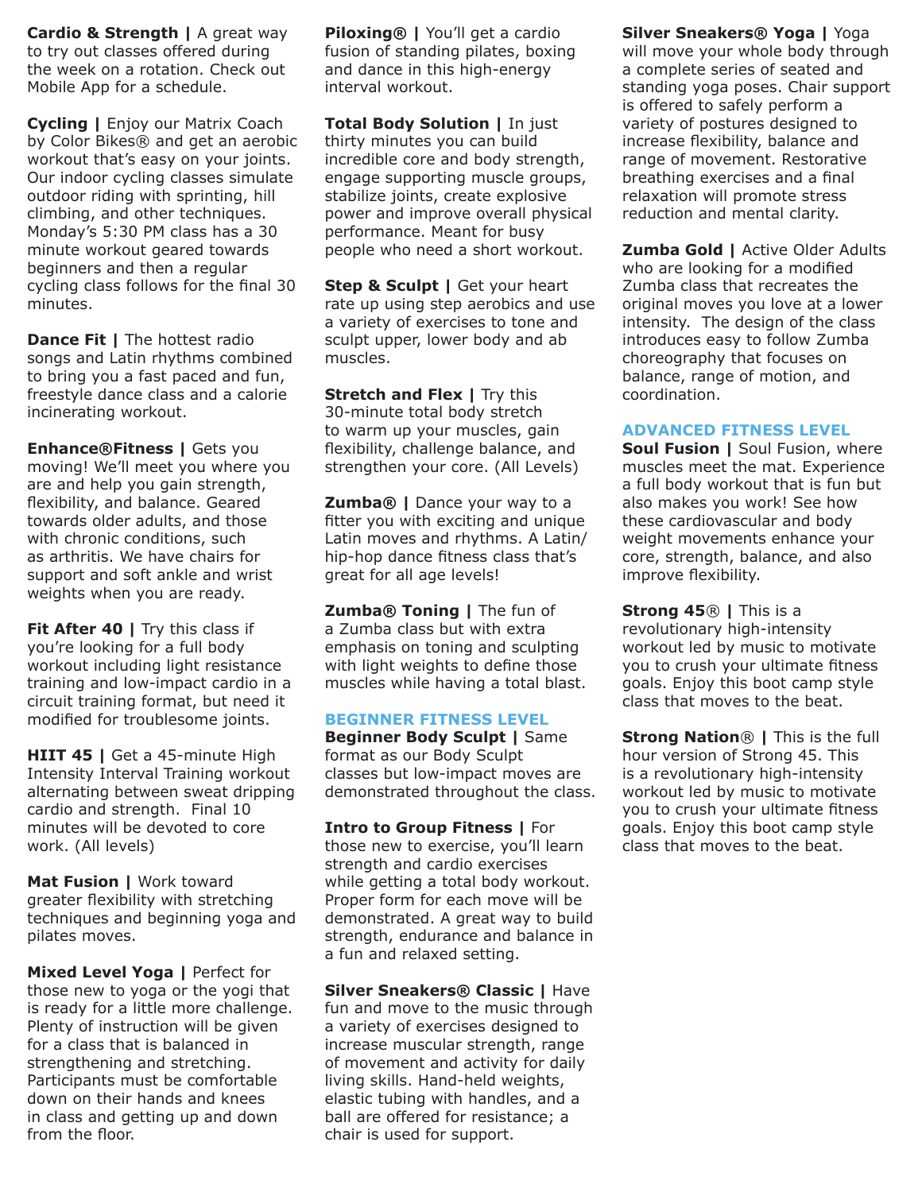**Cardio & Strength |** A great way to try out classes offered during the week on a rotation. Check out Mobile App for a schedule.

**Cycling |** Enjoy our Matrix Coach by Color Bikes® and get an aerobic workout that's easy on your joints. Our indoor cycling classes simulate outdoor riding with sprinting, hill climbing, and other techniques. Monday's 5:30 PM class has a 30 minute workout geared towards beginners and then a regular cycling class follows for the final 30 minutes.

**Dance Fit |** The hottest radio songs and Latin rhythms combined to bring you a fast paced and fun, freestyle dance class and a calorie incinerating workout.

**Enhance®Fitness |** Gets you moving! We'll meet you where you are and help you gain strength, flexibility, and balance. Geared towards older adults, and those with chronic conditions, such as arthritis. We have chairs for support and soft ankle and wrist weights when you are ready.

**Fit After 40 |** Try this class if you're looking for a full body workout including light resistance training and low-impact cardio in a circuit training format, but need it modified for troublesome joints.

**HIIT 45 |** Get a 45-minute High Intensity Interval Training workout alternating between sweat dripping cardio and strength. Final 10 minutes will be devoted to core work. (All levels)

**Mat Fusion |** Work toward greater flexibility with stretching techniques and beginning yoga and pilates moves.

**Mixed Level Yoga |** Perfect for those new to yoga or the yogi that is ready for a little more challenge. Plenty of instruction will be given for a class that is balanced in strengthening and stretching. Participants must be comfortable down on their hands and knees in class and getting up and down from the floor.

**Piloxing® |** You'll get a cardio fusion of standing pilates, boxing and dance in this high-energy interval workout.

**Total Body Solution |** In just thirty minutes you can build incredible core and body strength, engage supporting muscle groups, stabilize joints, create explosive power and improve overall physical performance. Meant for busy people who need a short workout.

**Step & Sculpt |** Get your heart rate up using step aerobics and use a variety of exercises to tone and sculpt upper, lower body and ab muscles.

**Stretch and Flex |** Try this 30-minute total body stretch to warm up your muscles, gain flexibility, challenge balance, and strengthen your core. (All Levels)

**Zumba® |** Dance your way to a fitter you with exciting and unique Latin moves and rhythms. A Latin/hip-hop dance fitness class that's great for all age levels!

**Zumba® Toning |** The fun of a Zumba class but with extra emphasis on toning and sculpting with light weights to define those muscles while having a total blast.

## BEGINNER FITNESS LEVEL

**Beginner Body Sculpt |** Same format as our Body Sculpt classes but low-impact moves are demonstrated throughout the class.

**Intro to Group Fitness |** For those new to exercise, you'll learn strength and cardio exercises while getting a total body workout. Proper form for each move will be demonstrated. A great way to build strength, endurance and balance in a fun and relaxed setting.

**Silver Sneakers® Classic |** Have fun and move to the music through a variety of exercises designed to increase muscular strength, range of movement and activity for daily living skills. Hand-held weights, elastic tubing with handles, and a ball are offered for resistance; a chair is used for support.

**Silver Sneakers® Yoga |** Yoga will move your whole body through a complete series of seated and standing yoga poses. Chair support is offered to safely perform a variety of postures designed to increase flexibility, balance and range of movement. Restorative breathing exercises and a final relaxation will promote stress reduction and mental clarity.

**Zumba Gold |** Active Older Adults who are looking for a modified Zumba class that recreates the original moves you love at a lower intensity. The design of the class introduces easy to follow Zumba choreography that focuses on balance, range of motion, and coordination.

## ADVANCED FITNESS LEVEL

**Soul Fusion |** Soul Fusion, where muscles meet the mat. Experience a full body workout that is fun but also makes you work! See how these cardiovascular and body weight movements enhance your core, strength, balance, and also improve flexibility.

**Strong 45® |** This is a revolutionary high-intensity workout led by music to motivate you to crush your ultimate fitness goals. Enjoy this boot camp style class that moves to the beat.

**Strong Nation® |** This is the full hour version of Strong 45. This is a revolutionary high-intensity workout led by music to motivate you to crush your ultimate fitness goals. Enjoy this boot camp style class that moves to the beat.